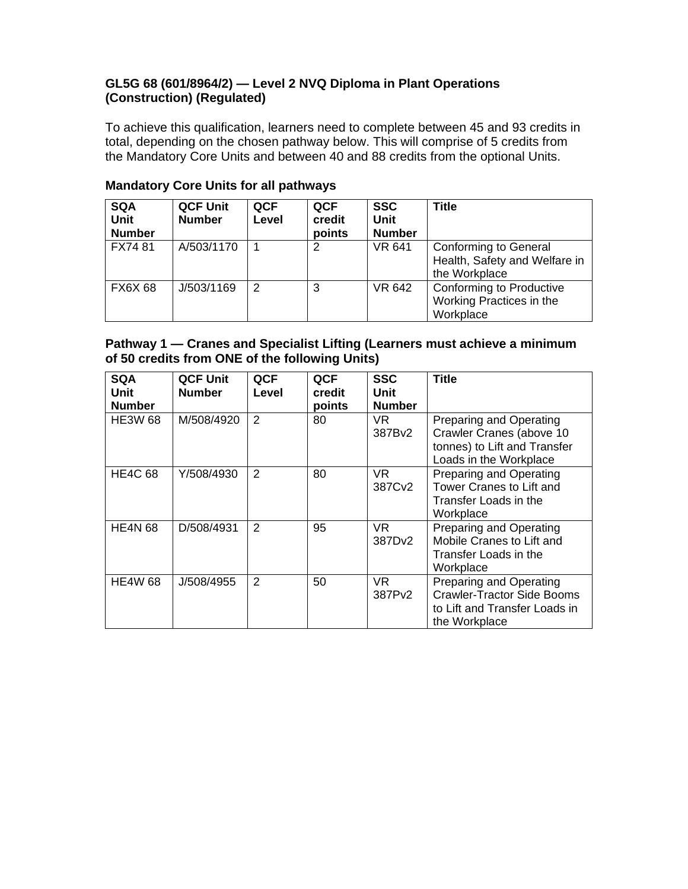## GL5G 68 (601/8964/2) — Level 2 NVQ Diploma in Plant Operations (Construction) (Regulated)

To achieve this qualification, learners need to complete between 45 and 93 credits in total, depending on the chosen pathway below. This will comprise of 5 credits from the Mandatory Core Units and between 40 and 88 credits from the optional Units.

### Mandatory Core Units for all pathways

| SQA Unit Number | QCF Unit Number | QCF Level | QCF credit points | SSC Unit Number | Title |
|---|---|---|---|---|---|
| FX74 81 | A/503/1170 | 1 | 2 | VR 641 | Conforming to General Health, Safety and Welfare in the Workplace |
| FX6X 68 | J/503/1169 | 2 | 3 | VR 642 | Conforming to Productive Working Practices in the Workplace |

### Pathway 1 — Cranes and Specialist Lifting (Learners must achieve a minimum of 50 credits from ONE of the following Units)

| SQA Unit Number | QCF Unit Number | QCF Level | QCF credit points | SSC Unit Number | Title |
|---|---|---|---|---|---|
| HE3W 68 | M/508/4920 | 2 | 80 | VR 387Bv2 | Preparing and Operating Crawler Cranes (above 10 tonnes) to Lift and Transfer Loads in the Workplace |
| HE4C 68 | Y/508/4930 | 2 | 80 | VR 387Cv2 | Preparing and Operating Tower Cranes to Lift and Transfer Loads in the Workplace |
| HE4N 68 | D/508/4931 | 2 | 95 | VR 387Dv2 | Preparing and Operating Mobile Cranes to Lift and Transfer Loads in the Workplace |
| HE4W 68 | J/508/4955 | 2 | 50 | VR 387Pv2 | Preparing and Operating Crawler-Tractor Side Booms to Lift and Transfer Loads in the Workplace |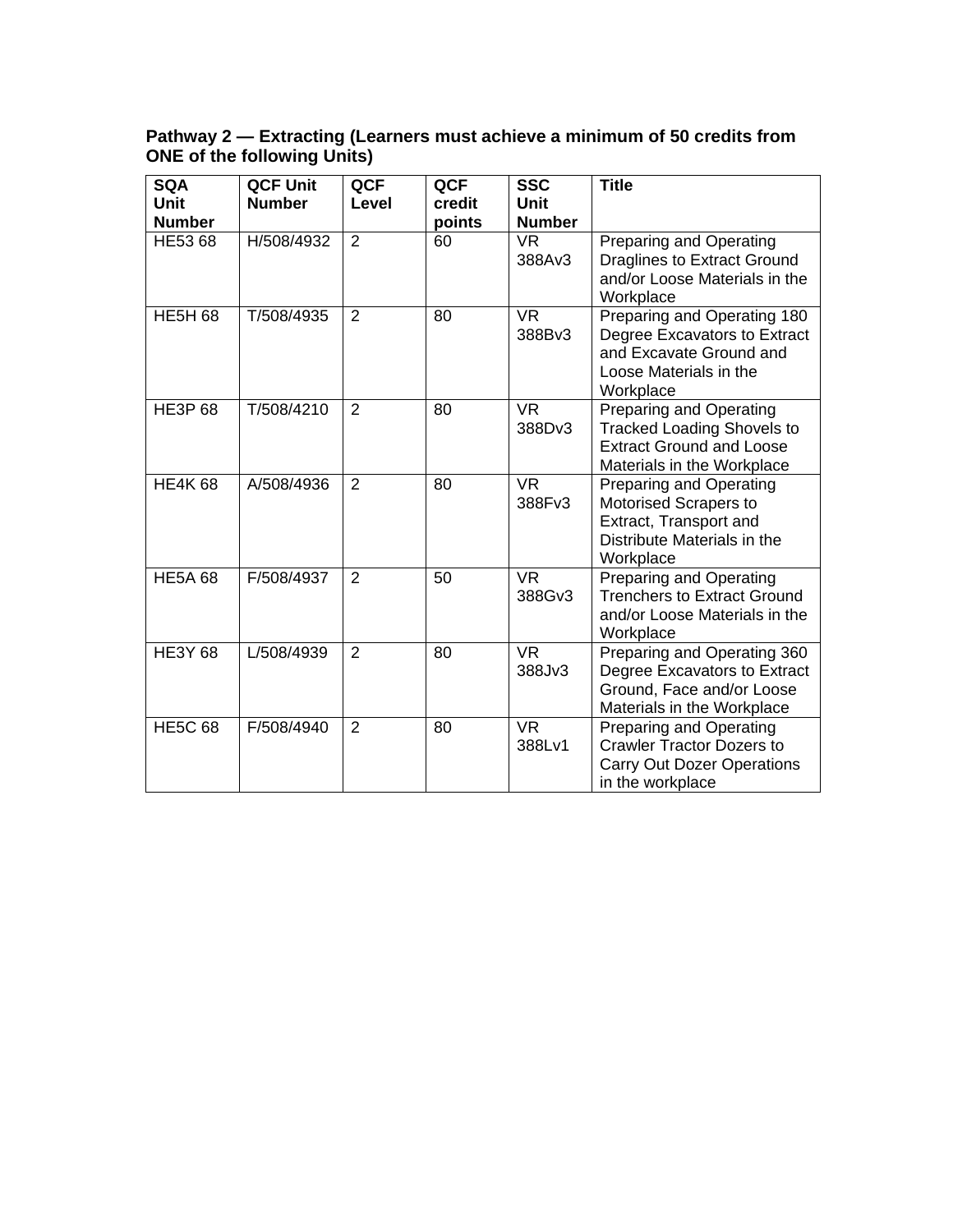**Pathway 2 — Extracting (Learners must achieve a minimum of 50 credits from ONE of the following Units)**

| SQA Unit Number | QCF Unit Number | QCF Level | QCF credit points | SSC Unit Number | Title |
|---|---|---|---|---|---|
| HE53 68 | H/508/4932 | 2 | 60 | VR 388Av3 | Preparing and Operating Draglines to Extract Ground and/or Loose Materials in the Workplace |
| HE5H 68 | T/508/4935 | 2 | 80 | VR 388Bv3 | Preparing and Operating 180 Degree Excavators to Extract and Excavate Ground and Loose Materials in the Workplace |
| HE3P 68 | T/508/4210 | 2 | 80 | VR 388Dv3 | Preparing and Operating Tracked Loading Shovels to Extract Ground and Loose Materials in the Workplace |
| HE4K 68 | A/508/4936 | 2 | 80 | VR 388Fv3 | Preparing and Operating Motorised Scrapers to Extract, Transport and Distribute Materials in the Workplace |
| HE5A 68 | F/508/4937 | 2 | 50 | VR 388Gv3 | Preparing and Operating Trenchers to Extract Ground and/or Loose Materials in the Workplace |
| HE3Y 68 | L/508/4939 | 2 | 80 | VR 388Jv3 | Preparing and Operating 360 Degree Excavators to Extract Ground, Face and/or Loose Materials in the Workplace |
| HE5C 68 | F/508/4940 | 2 | 80 | VR 388Lv1 | Preparing and Operating Crawler Tractor Dozers to Carry Out Dozer Operations in the workplace |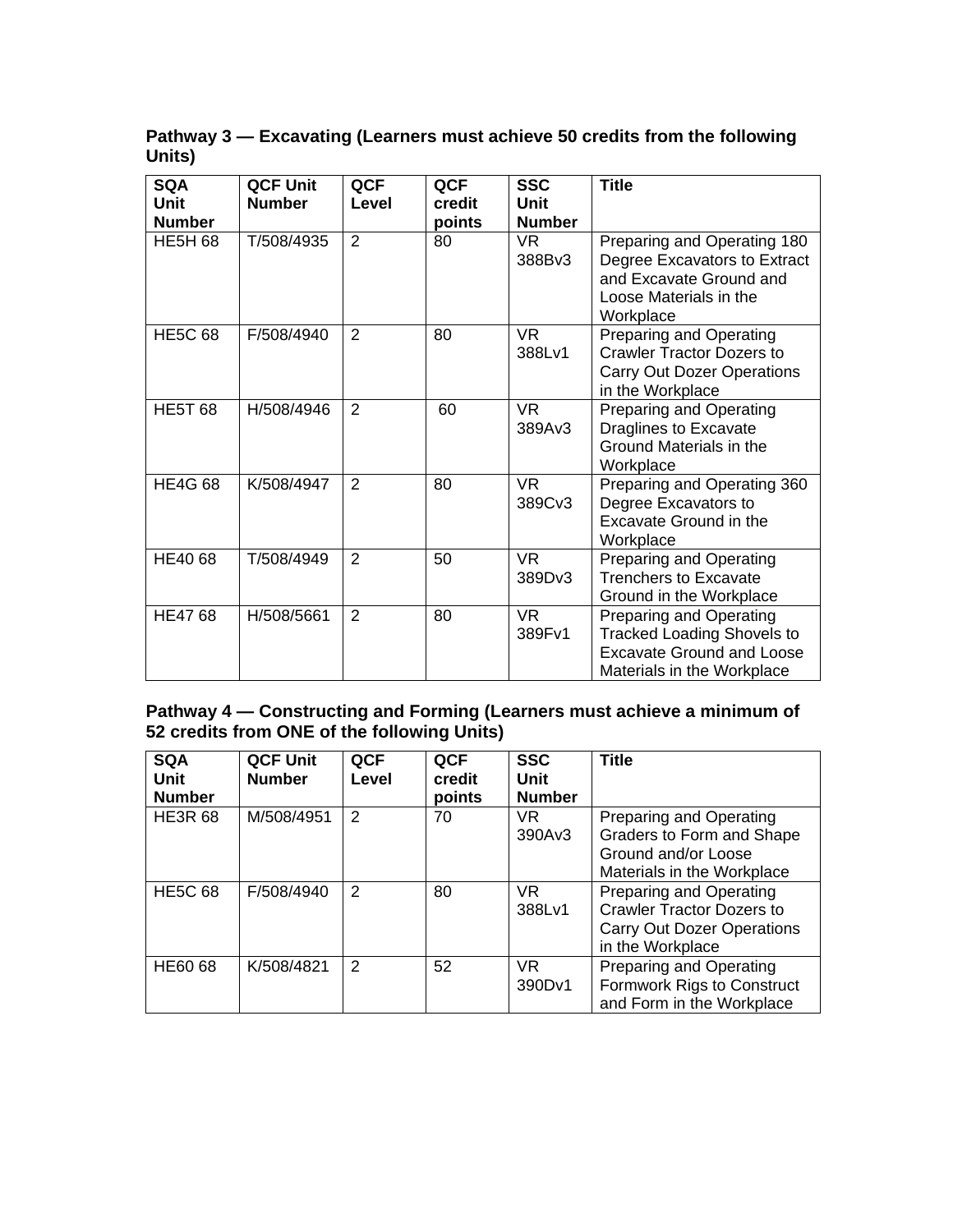**Pathway 3 — Excavating (Learners must achieve 50 credits from the following Units)**

| SQA Unit Number | QCF Unit Number | QCF Level | QCF credit points | SSC Unit Number | Title |
|---|---|---|---|---|---|
| HE5H 68 | T/508/4935 | 2 | 80 | VR 388Bv3 | Preparing and Operating 180 Degree Excavators to Extract and Excavate Ground and Loose Materials in the Workplace |
| HE5C 68 | F/508/4940 | 2 | 80 | VR 388Lv1 | Preparing and Operating Crawler Tractor Dozers to Carry Out Dozer Operations in the Workplace |
| HE5T 68 | H/508/4946 | 2 | 60 | VR 389Av3 | Preparing and Operating Draglines to Excavate Ground Materials in the Workplace |
| HE4G 68 | K/508/4947 | 2 | 80 | VR 389Cv3 | Preparing and Operating 360 Degree Excavators to Excavate Ground in the Workplace |
| HE40 68 | T/508/4949 | 2 | 50 | VR 389Dv3 | Preparing and Operating Trenchers to Excavate Ground in the Workplace |
| HE47 68 | H/508/5661 | 2 | 80 | VR 389Fv1 | Preparing and Operating Tracked Loading Shovels to Excavate Ground and Loose Materials in the Workplace |

**Pathway 4 — Constructing and Forming (Learners must achieve a minimum of 52 credits from ONE of the following Units)**

| SQA Unit Number | QCF Unit Number | QCF Level | QCF credit points | SSC Unit Number | Title |
|---|---|---|---|---|---|
| HE3R 68 | M/508/4951 | 2 | 70 | VR 390Av3 | Preparing and Operating Graders to Form and Shape Ground and/or Loose Materials in the Workplace |
| HE5C 68 | F/508/4940 | 2 | 80 | VR 388Lv1 | Preparing and Operating Crawler Tractor Dozers to Carry Out Dozer Operations in the Workplace |
| HE60 68 | K/508/4821 | 2 | 52 | VR 390Dv1 | Preparing and Operating Formwork Rigs to Construct and Form in the Workplace |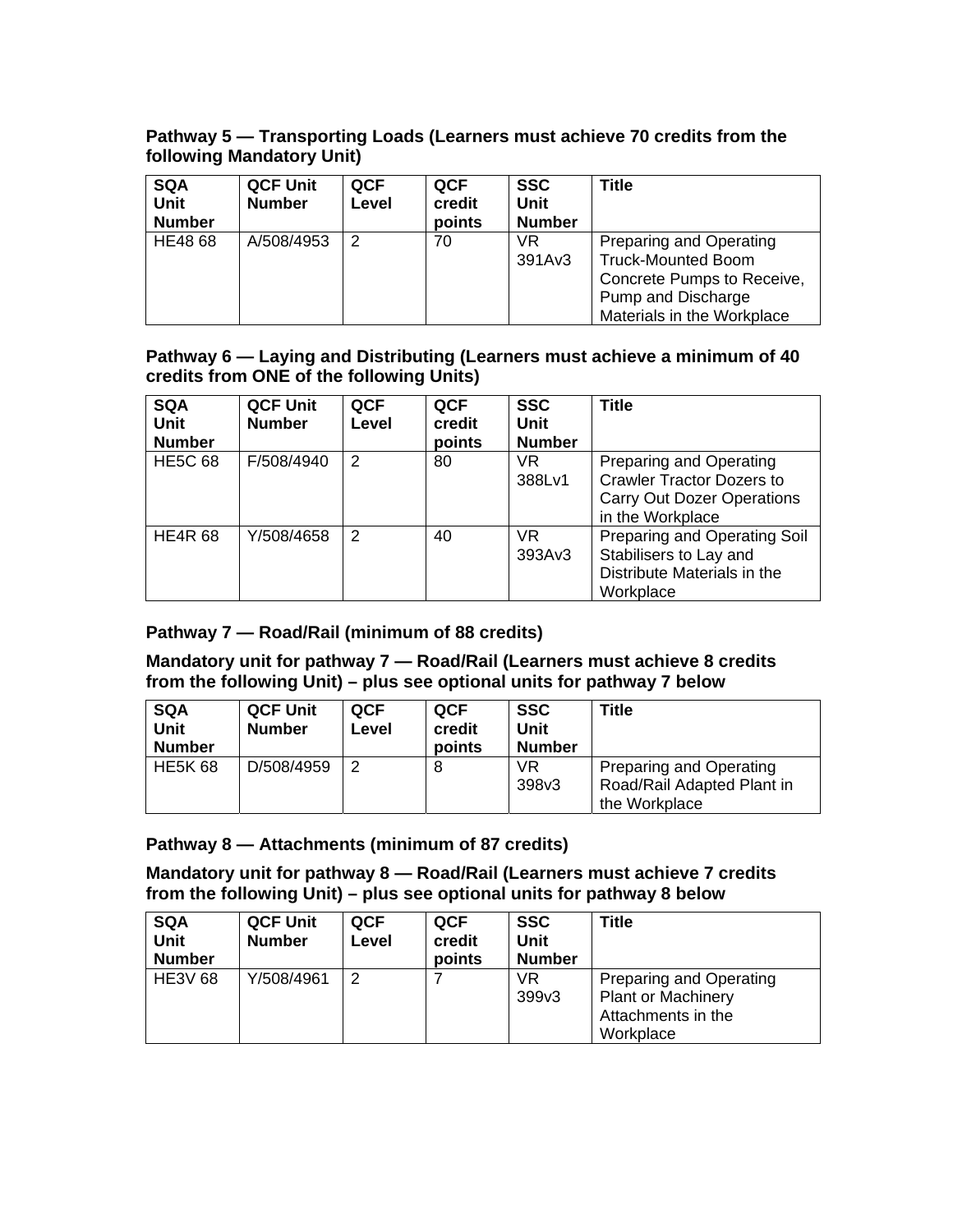**Pathway 5 — Transporting Loads (Learners must achieve 70 credits from the following Mandatory Unit)**

| SQA Unit Number | QCF Unit Number | QCF Level | QCF credit points | SSC Unit Number | Title |
|---|---|---|---|---|---|
| HE48 68 | A/508/4953 | 2 | 70 | VR 391Av3 | Preparing and Operating Truck-Mounted Boom Concrete Pumps to Receive, Pump and Discharge Materials in the Workplace |

**Pathway 6 — Laying and Distributing (Learners must achieve a minimum of 40 credits from ONE of the following Units)**

| SQA Unit Number | QCF Unit Number | QCF Level | QCF credit points | SSC Unit Number | Title |
|---|---|---|---|---|---|
| HE5C 68 | F/508/4940 | 2 | 80 | VR 388Lv1 | Preparing and Operating Crawler Tractor Dozers to Carry Out Dozer Operations in the Workplace |
| HE4R 68 | Y/508/4658 | 2 | 40 | VR 393Av3 | Preparing and Operating Soil Stabilisers to Lay and Distribute Materials in the Workplace |

**Pathway 7 — Road/Rail (minimum of 88 credits)**

**Mandatory unit for pathway 7 — Road/Rail (Learners must achieve 8 credits from the following Unit) – plus see optional units for pathway 7 below**

| SQA Unit Number | QCF Unit Number | QCF Level | QCF credit points | SSC Unit Number | Title |
|---|---|---|---|---|---|
| HE5K 68 | D/508/4959 | 2 | 8 | VR 398v3 | Preparing and Operating Road/Rail Adapted Plant in the Workplace |

**Pathway 8 — Attachments (minimum of 87 credits)**

**Mandatory unit for pathway 8 — Road/Rail (Learners must achieve 7 credits from the following Unit) – plus see optional units for pathway 8 below**

| SQA Unit Number | QCF Unit Number | QCF Level | QCF credit points | SSC Unit Number | Title |
|---|---|---|---|---|---|
| HE3V 68 | Y/508/4961 | 2 | 7 | VR 399v3 | Preparing and Operating Plant or Machinery Attachments in the Workplace |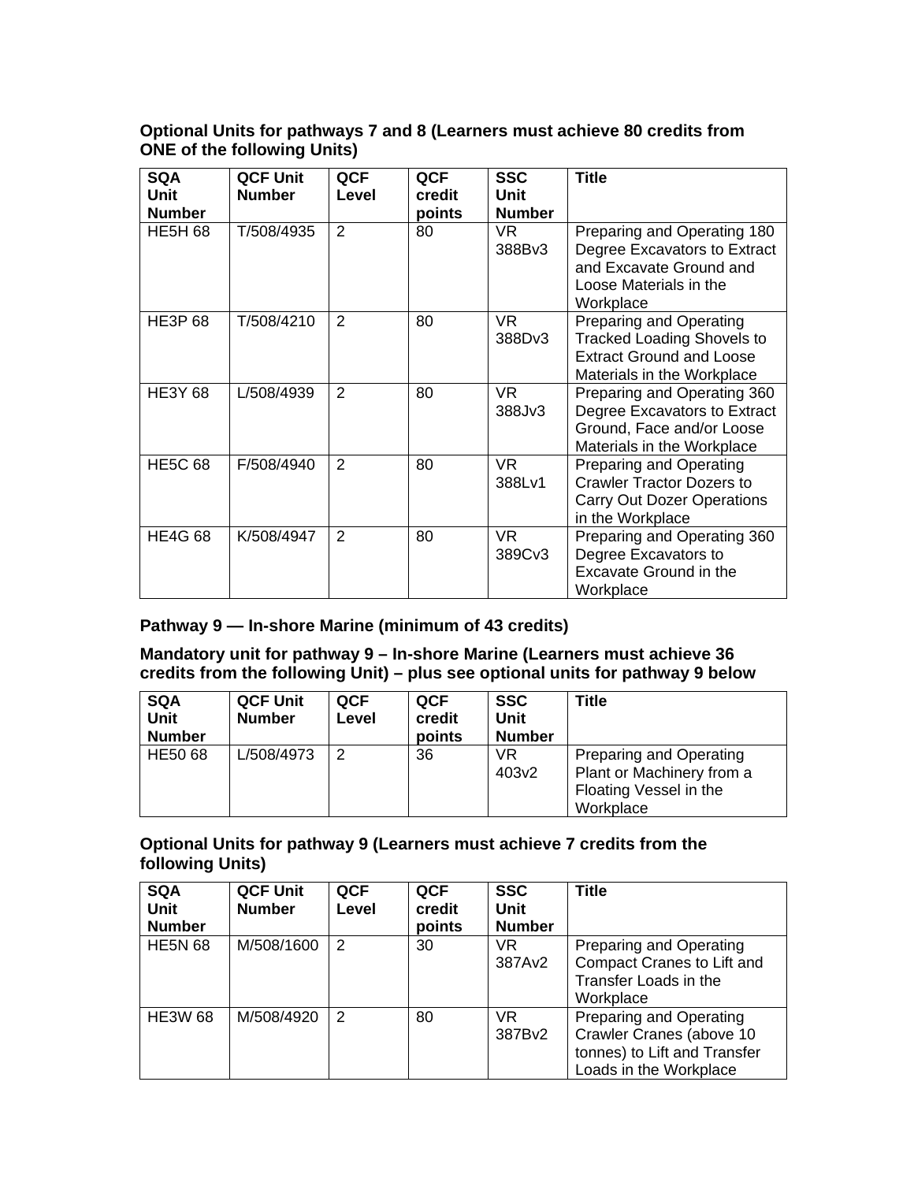**Optional Units for pathways 7 and 8 (Learners must achieve 80 credits from ONE of the following Units)**

| SQA Unit Number | QCF Unit Number | QCF Level | QCF credit points | SSC Unit Number | Title |
|---|---|---|---|---|---|
| HE5H 68 | T/508/4935 | 2 | 80 | VR 388Bv3 | Preparing and Operating 180 Degree Excavators to Extract and Excavate Ground and Loose Materials in the Workplace |
| HE3P 68 | T/508/4210 | 2 | 80 | VR 388Dv3 | Preparing and Operating Tracked Loading Shovels to Extract Ground and Loose Materials in the Workplace |
| HE3Y 68 | L/508/4939 | 2 | 80 | VR 388Jv3 | Preparing and Operating 360 Degree Excavators to Extract Ground, Face and/or Loose Materials in the Workplace |
| HE5C 68 | F/508/4940 | 2 | 80 | VR 388Lv1 | Preparing and Operating Crawler Tractor Dozers to Carry Out Dozer Operations in the Workplace |
| HE4G 68 | K/508/4947 | 2 | 80 | VR 389Cv3 | Preparing and Operating 360 Degree Excavators to Excavate Ground in the Workplace |

**Pathway 9 — In-shore Marine (minimum of 43 credits)**

**Mandatory unit for pathway 9 – In-shore Marine (Learners must achieve 36 credits from the following Unit) – plus see optional units for pathway 9 below**

| SQA Unit Number | QCF Unit Number | QCF Level | QCF credit points | SSC Unit Number | Title |
|---|---|---|---|---|---|
| HE50 68 | L/508/4973 | 2 | 36 | VR 403v2 | Preparing and Operating Plant or Machinery from a Floating Vessel in the Workplace |

**Optional Units for pathway 9 (Learners must achieve 7 credits from the following Units)**

| SQA Unit Number | QCF Unit Number | QCF Level | QCF credit points | SSC Unit Number | Title |
|---|---|---|---|---|---|
| HE5N 68 | M/508/1600 | 2 | 30 | VR 387Av2 | Preparing and Operating Compact Cranes to Lift and Transfer Loads in the Workplace |
| HE3W 68 | M/508/4920 | 2 | 80 | VR 387Bv2 | Preparing and Operating Crawler Cranes (above 10 tonnes) to Lift and Transfer Loads in the Workplace |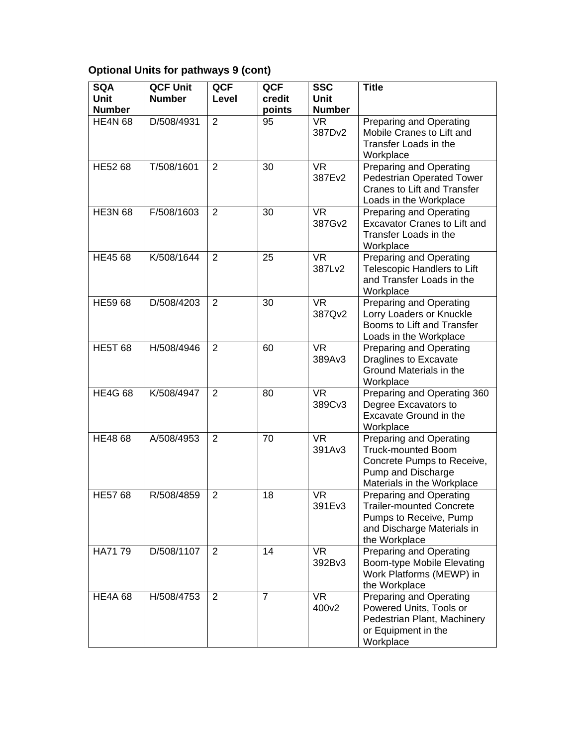**Optional Units for pathways 9 (cont)**

| SQA Unit Number | QCF Unit Number | QCF Level | QCF credit points | SSC Unit Number | Title |
|---|---|---|---|---|---|
| HE4N 68 | D/508/4931 | 2 | 95 | VR 387Dv2 | Preparing and Operating Mobile Cranes to Lift and Transfer Loads in the Workplace |
| HE52 68 | T/508/1601 | 2 | 30 | VR 387Ev2 | Preparing and Operating Pedestrian Operated Tower Cranes to Lift and Transfer Loads in the Workplace |
| HE3N 68 | F/508/1603 | 2 | 30 | VR 387Gv2 | Preparing and Operating Excavator Cranes to Lift and Transfer Loads in the Workplace |
| HE45 68 | K/508/1644 | 2 | 25 | VR 387Lv2 | Preparing and Operating Telescopic Handlers to Lift and Transfer Loads in the Workplace |
| HE59 68 | D/508/4203 | 2 | 30 | VR 387Qv2 | Preparing and Operating Lorry Loaders or Knuckle Booms to Lift and Transfer Loads in the Workplace |
| HE5T 68 | H/508/4946 | 2 | 60 | VR 389Av3 | Preparing and Operating Draglines to Excavate Ground Materials in the Workplace |
| HE4G 68 | K/508/4947 | 2 | 80 | VR 389Cv3 | Preparing and Operating 360 Degree Excavators to Excavate Ground in the Workplace |
| HE48 68 | A/508/4953 | 2 | 70 | VR 391Av3 | Preparing and Operating Truck-mounted Boom Concrete Pumps to Receive, Pump and Discharge Materials in the Workplace |
| HE57 68 | R/508/4859 | 2 | 18 | VR 391Ev3 | Preparing and Operating Trailer-mounted Concrete Pumps to Receive, Pump and Discharge Materials in the Workplace |
| HA71 79 | D/508/1107 | 2 | 14 | VR 392Bv3 | Preparing and Operating Boom-type Mobile Elevating Work Platforms (MEWP) in the Workplace |
| HE4A 68 | H/508/4753 | 2 | 7 | VR 400v2 | Preparing and Operating Powered Units, Tools or Pedestrian Plant, Machinery or Equipment in the Workplace |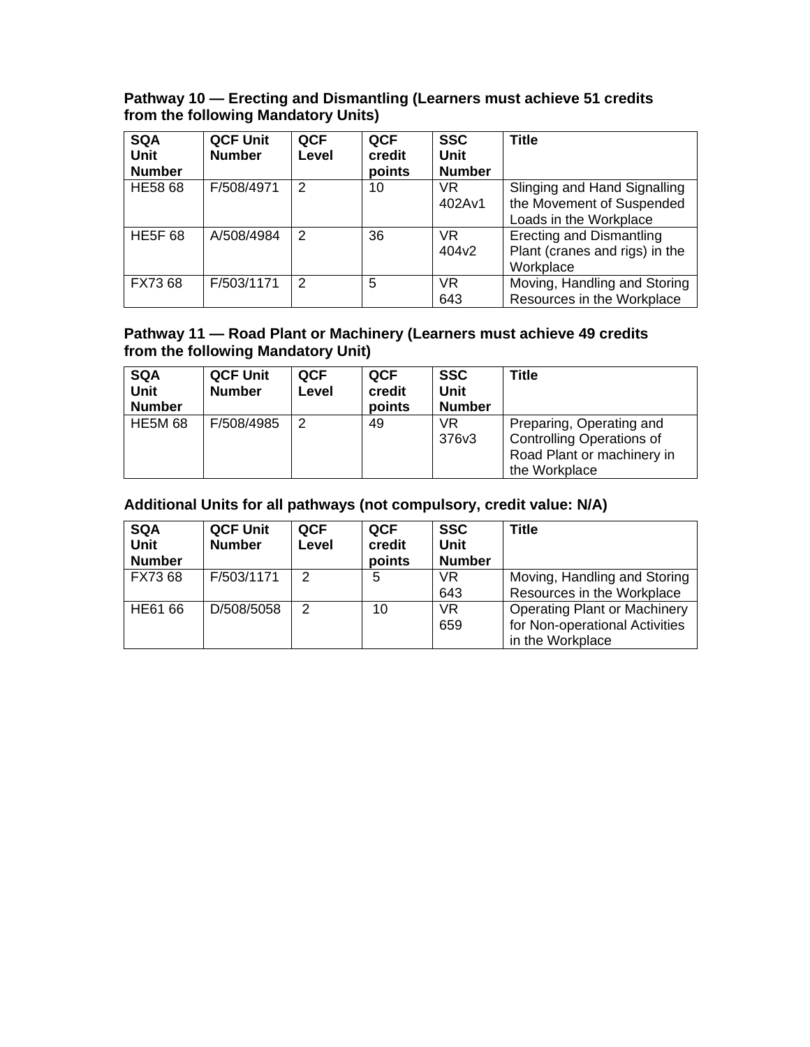**Pathway 10 — Erecting and Dismantling (Learners must achieve 51 credits from the following Mandatory Units)**

| SQA Unit Number | QCF Unit Number | QCF Level | QCF credit points | SSC Unit Number | Title |
|---|---|---|---|---|---|
| HE58 68 | F/508/4971 | 2 | 10 | VR 402Av1 | Slinging and Hand Signalling the Movement of Suspended Loads in the Workplace |
| HE5F 68 | A/508/4984 | 2 | 36 | VR 404v2 | Erecting and Dismantling Plant (cranes and rigs) in the Workplace |
| FX73 68 | F/503/1171 | 2 | 5 | VR 643 | Moving, Handling and Storing Resources in the Workplace |

**Pathway 11 — Road Plant or Machinery (Learners must achieve 49 credits from the following Mandatory Unit)**

| SQA Unit Number | QCF Unit Number | QCF Level | QCF credit points | SSC Unit Number | Title |
|---|---|---|---|---|---|
| HE5M 68 | F/508/4985 | 2 | 49 | VR 376v3 | Preparing, Operating and Controlling Operations of Road Plant or machinery in the Workplace |

**Additional Units for all pathways (not compulsory, credit value: N/A)**

| SQA Unit Number | QCF Unit Number | QCF Level | QCF credit points | SSC Unit Number | Title |
|---|---|---|---|---|---|
| FX73 68 | F/503/1171 | 2 | 5 | VR 643 | Moving, Handling and Storing Resources in the Workplace |
| HE61 66 | D/508/5058 | 2 | 10 | VR 659 | Operating Plant or Machinery for Non-operational Activities in the Workplace |